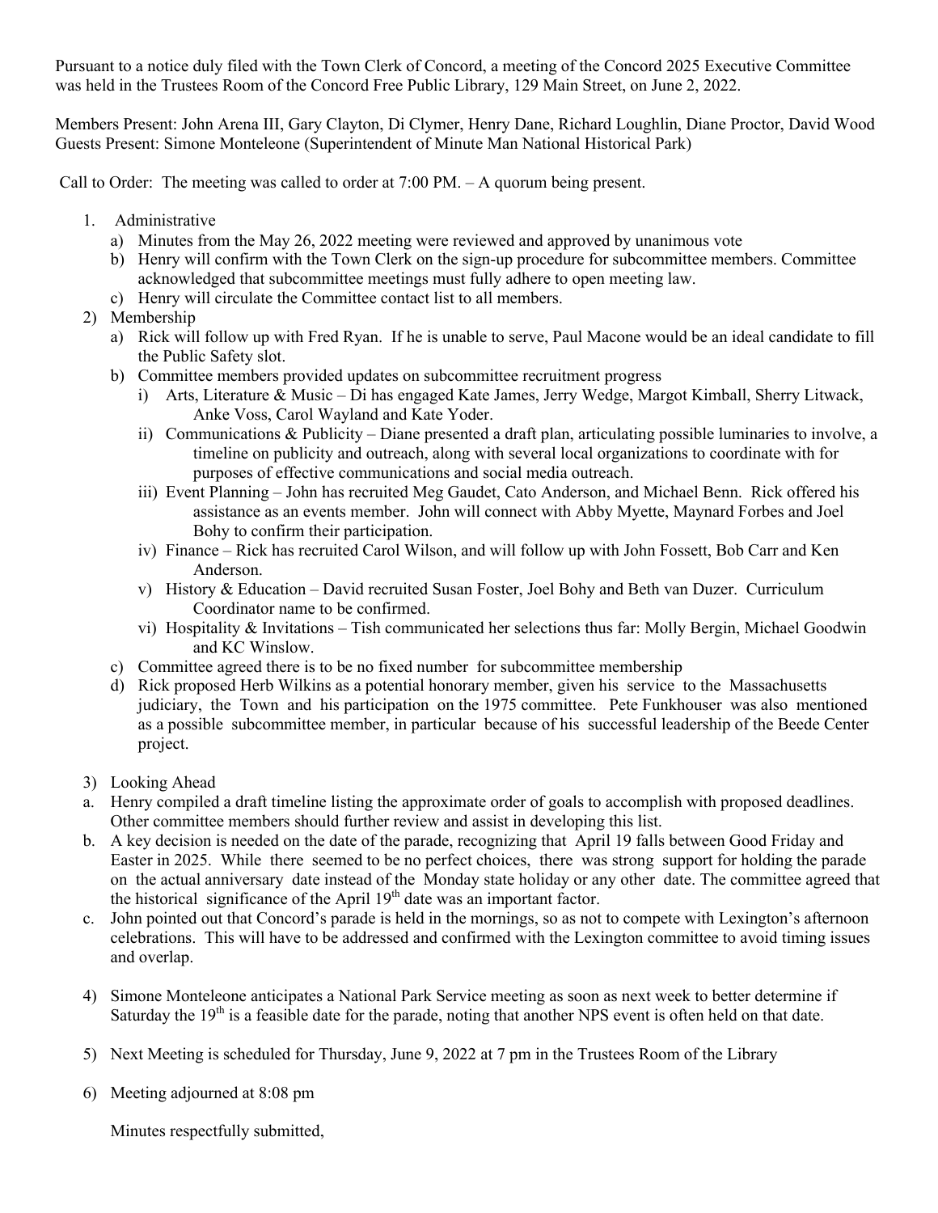Pursuant to a notice duly filed with the Town Clerk of Concord, a meeting of the Concord 2025 Executive Committee was held in the Trustees Room of the Concord Free Public Library, 129 Main Street, on June 2, 2022.

Members Present: John Arena III, Gary Clayton, Di Clymer, Henry Dane, Richard Loughlin, Diane Proctor, David Wood
Guests Present: Simone Monteleone (Superintendent of Minute Man National Historical Park)

Call to Order: The meeting was called to order at 7:00 PM. – A quorum being present.

1. Administrative
   a) Minutes from the May 26, 2022 meeting were reviewed and approved by unanimous vote
   b) Henry will confirm with the Town Clerk on the sign-up procedure for subcommittee members. Committee acknowledged that subcommittee meetings must fully adhere to open meeting law.
   c) Henry will circulate the Committee contact list to all members.
2) Membership
   a) Rick will follow up with Fred Ryan. If he is unable to serve, Paul Macone would be an ideal candidate to fill the Public Safety slot.
   b) Committee members provided updates on subcommittee recruitment progress
      i) Arts, Literature & Music – Di has engaged Kate James, Jerry Wedge, Margot Kimball, Sherry Litwack, Anke Voss, Carol Wayland and Kate Yoder.
      ii) Communications & Publicity – Diane presented a draft plan, articulating possible luminaries to involve, a timeline on publicity and outreach, along with several local organizations to coordinate with for purposes of effective communications and social media outreach.
      iii) Event Planning – John has recruited Meg Gaudet, Cato Anderson, and Michael Benn. Rick offered his assistance as an events member. John will connect with Abby Myette, Maynard Forbes and Joel Bohy to confirm their participation.
      iv) Finance – Rick has recruited Carol Wilson, and will follow up with John Fossett, Bob Carr and Ken Anderson.
      v) History & Education – David recruited Susan Foster, Joel Bohy and Beth van Duzer. Curriculum Coordinator name to be confirmed.
      vi) Hospitality & Invitations – Tish communicated her selections thus far: Molly Bergin, Michael Goodwin and KC Winslow.
   c) Committee agreed there is to be no fixed number for subcommittee membership
   d) Rick proposed Herb Wilkins as a potential honorary member, given his service to the Massachusetts judiciary, the Town and his participation on the 1975 committee. Pete Funkhouser was also mentioned as a possible subcommittee member, in particular because of his successful leadership of the Beede Center project.

3) Looking Ahead
   a. Henry compiled a draft timeline listing the approximate order of goals to accomplish with proposed deadlines. Other committee members should further review and assist in developing this list.
   b. A key decision is needed on the date of the parade, recognizing that April 19 falls between Good Friday and Easter in 2025. While there seemed to be no perfect choices, there was strong support for holding the parade on the actual anniversary date instead of the Monday state holiday or any other date. The committee agreed that the historical significance of the April 19th date was an important factor.
   c. John pointed out that Concord's parade is held in the mornings, so as not to compete with Lexington's afternoon celebrations. This will have to be addressed and confirmed with the Lexington committee to avoid timing issues and overlap.

4) Simone Monteleone anticipates a National Park Service meeting as soon as next week to better determine if Saturday the 19th is a feasible date for the parade, noting that another NPS event is often held on that date.

5) Next Meeting is scheduled for Thursday, June 9, 2022 at 7 pm in the Trustees Room of the Library

6) Meeting adjourned at 8:08 pm

Minutes respectfully submitted,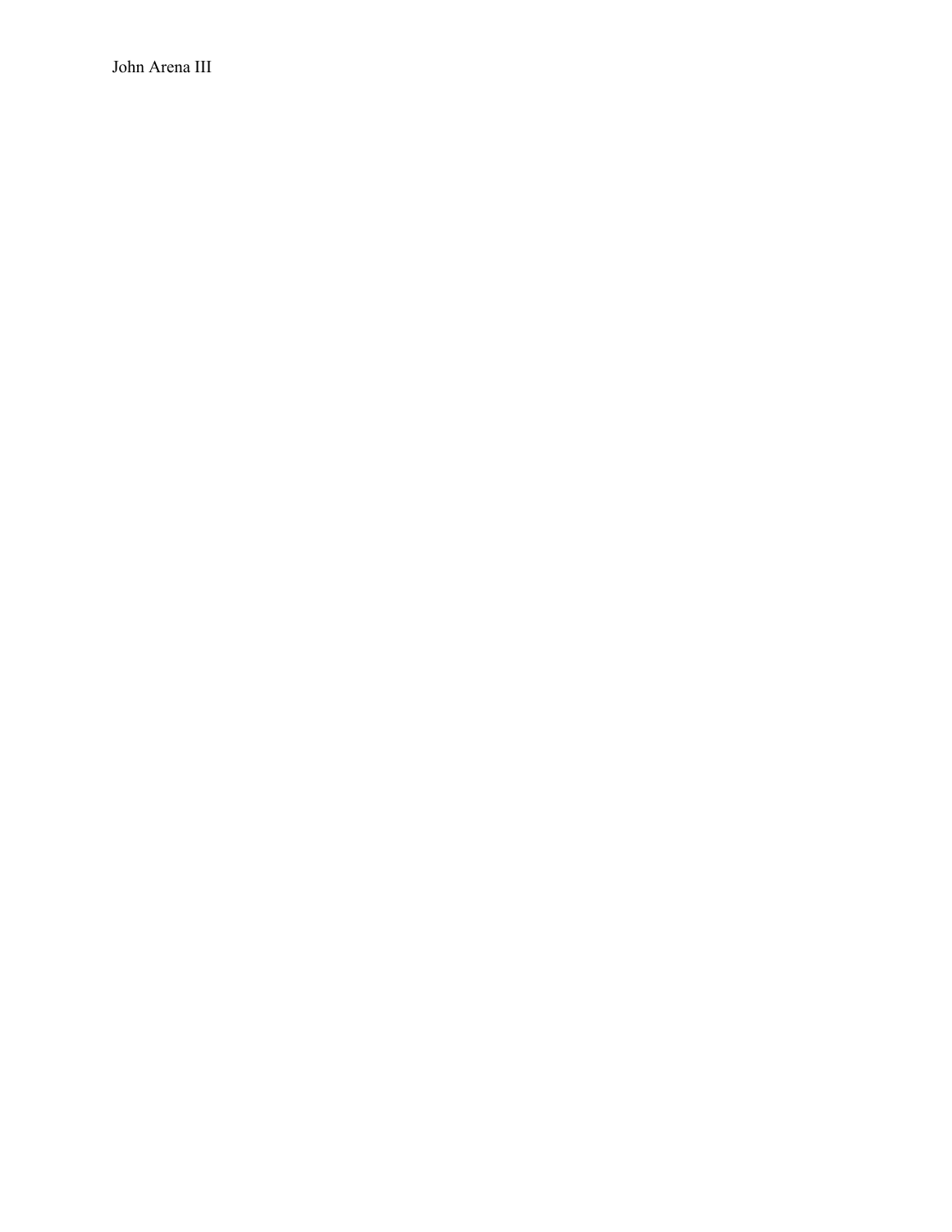John Arena III